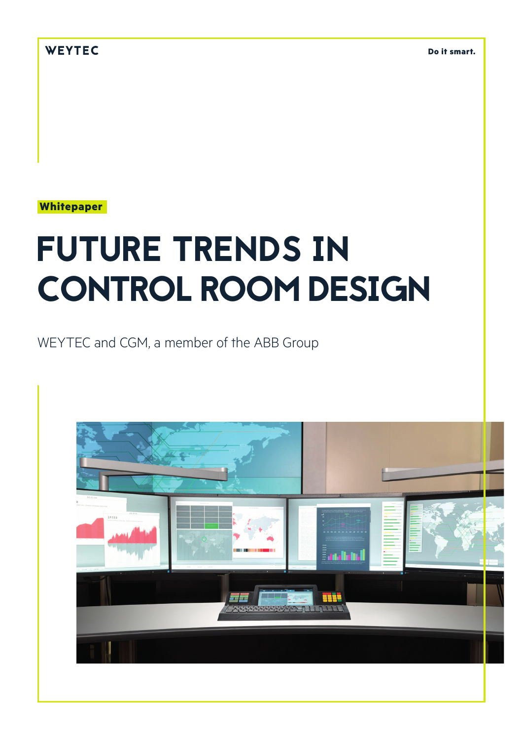WEYTEC

Do it smart.

Whitepaper

# FUTURE TRENDS IN CONTROL ROOM DESIGN

WEYTEC and CGM, a member of the ABB Group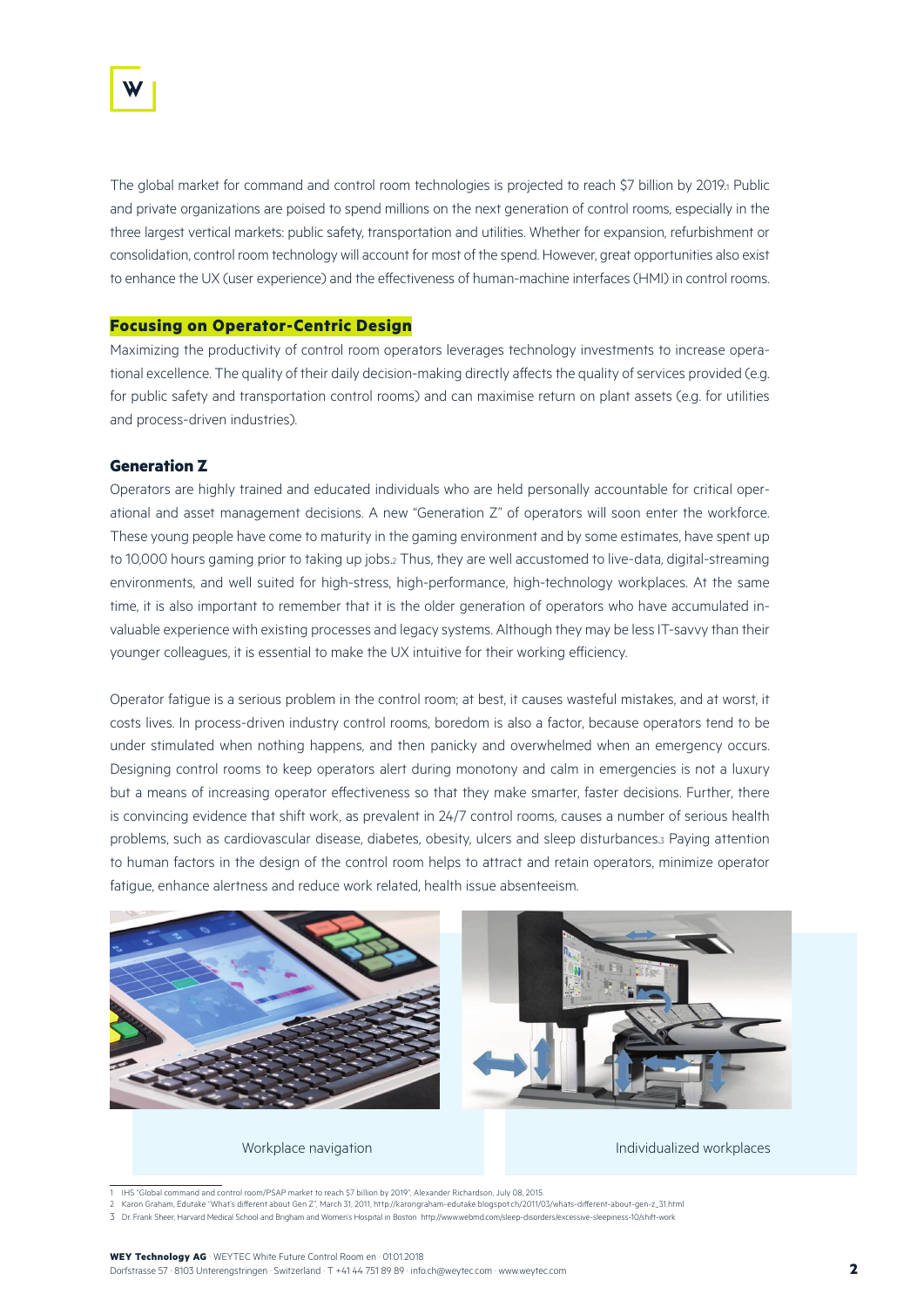The global market for command and control room technologies is projected to reach $7 billion by 2019.[1] Public and private organizations are poised to spend millions on the next generation of control rooms, especially in the three largest vertical markets: public safety, transportation and utilities. Whether for expansion, refurbishment or consolidation, control room technology will account for most of the spend. However, great opportunities also exist to enhance the UX (user experience) and the effectiveness of human-machine interfaces (HMI) in control rooms.

## Focusing on Operator-Centric Design

Maximizing the productivity of control room operators leverages technology investments to increase operational excellence. The quality of their daily decision-making directly affects the quality of services provided (e.g. for public safety and transportation control rooms) and can maximise return on plant assets (e.g. for utilities and process-driven industries).

### Generation Z

Operators are highly trained and educated individuals who are held personally accountable for critical operational and asset management decisions. A new "Generation Z" of operators will soon enter the workforce. These young people have come to maturity in the gaming environment and by some estimates, have spent up to 10,000 hours gaming prior to taking up jobs.[2] Thus, they are well accustomed to live-data, digital-streaming environments, and well suited for high-stress, high-performance, high-technology workplaces. At the same time, it is also important to remember that it is the older generation of operators who have accumulated invaluable experience with existing processes and legacy systems. Although they may be less IT-savvy than their younger colleagues, it is essential to make the UX intuitive for their working efficiency.

Operator fatigue is a serious problem in the control room; at best, it causes wasteful mistakes, and at worst, it costs lives. In process-driven industry control rooms, boredom is also a factor, because operators tend to be under stimulated when nothing happens, and then panicky and overwhelmed when an emergency occurs. Designing control rooms to keep operators alert during monotony and calm in emergencies is not a luxury but a means of increasing operator effectiveness so that they make smarter, faster decisions. Further, there is convincing evidence that shift work, as prevalent in 24/7 control rooms, causes a number of serious health problems, such as cardiovascular disease, diabetes, obesity, ulcers and sleep disturbances.[3] Paying attention to human factors in the design of the control room helps to attract and retain operators, minimize operator fatigue, enhance alertness and reduce work related, health issue absenteeism.

Workplace navigation

Individualized workplaces

---

1 IHS "Global command and control room/PSAP market to reach $7 billion by 2019", Alexander Richardson, July 08, 2015.
2 Karon Graham, Edutake "What's different about Gen Z", March 31, 2011, http://karongraham-edutake.blogspot.ch/2011/03/whats-different-about-gen-z_31.html
3 Dr. Frank Sheer, Harvard Medical School and Brigham and Women's Hospital in Boston http://www.webmd.com/sleep-disorders/excessive-sleepiness-10/shift-work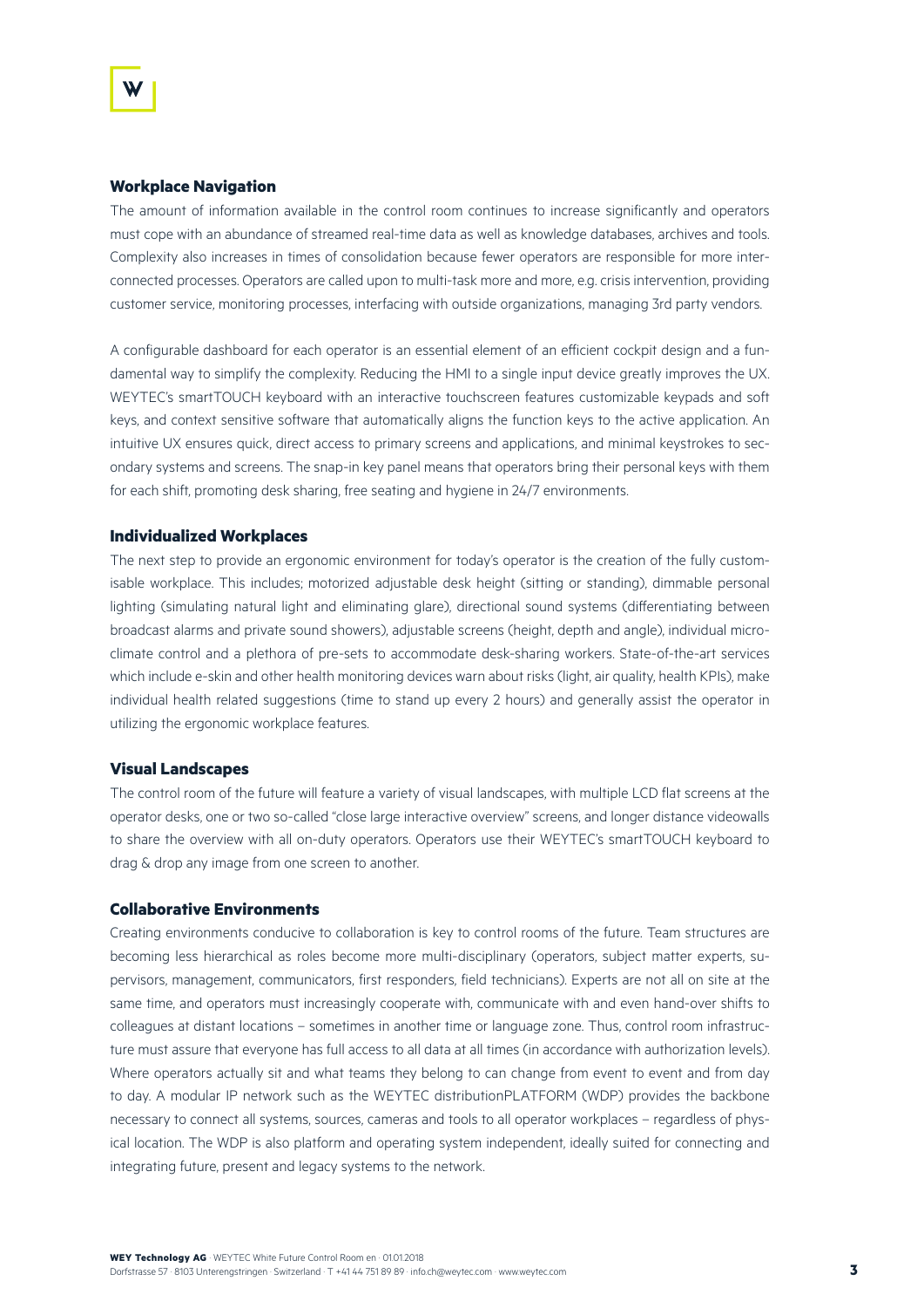## Workplace Navigation

The amount of information available in the control room continues to increase significantly and operators must cope with an abundance of streamed real-time data as well as knowledge databases, archives and tools. Complexity also increases in times of consolidation because fewer operators are responsible for more interconnected processes. Operators are called upon to multi-task more and more, e.g. crisis intervention, providing customer service, monitoring processes, interfacing with outside organizations, managing 3rd party vendors.

A configurable dashboard for each operator is an essential element of an efficient cockpit design and a fundamental way to simplify the complexity. Reducing the HMI to a single input device greatly improves the UX. WEYTEC's smartTOUCH keyboard with an interactive touchscreen features customizable keypads and soft keys, and context sensitive software that automatically aligns the function keys to the active application. An intuitive UX ensures quick, direct access to primary screens and applications, and minimal keystrokes to secondary systems and screens. The snap-in key panel means that operators bring their personal keys with them for each shift, promoting desk sharing, free seating and hygiene in 24/7 environments.

## Individualized Workplaces

The next step to provide an ergonomic environment for today's operator is the creation of the fully customisable workplace. This includes; motorized adjustable desk height (sitting or standing), dimmable personal lighting (simulating natural light and eliminating glare), directional sound systems (differentiating between broadcast alarms and private sound showers), adjustable screens (height, depth and angle), individual microclimate control and a plethora of pre-sets to accommodate desk-sharing workers. State-of-the-art services which include e-skin and other health monitoring devices warn about risks (light, air quality, health KPIs), make individual health related suggestions (time to stand up every 2 hours) and generally assist the operator in utilizing the ergonomic workplace features.

## Visual Landscapes

The control room of the future will feature a variety of visual landscapes, with multiple LCD flat screens at the operator desks, one or two so-called "close large interactive overview" screens, and longer distance videowalls to share the overview with all on-duty operators. Operators use their WEYTEC's smartTOUCH keyboard to drag & drop any image from one screen to another.

## Collaborative Environments

Creating environments conducive to collaboration is key to control rooms of the future. Team structures are becoming less hierarchical as roles become more multi-disciplinary (operators, subject matter experts, supervisors, management, communicators, first responders, field technicians). Experts are not all on site at the same time, and operators must increasingly cooperate with, communicate with and even hand-over shifts to colleagues at distant locations – sometimes in another time or language zone. Thus, control room infrastructure must assure that everyone has full access to all data at all times (in accordance with authorization levels). Where operators actually sit and what teams they belong to can change from event to event and from day to day. A modular IP network such as the WEYTEC distributionPLATFORM (WDP) provides the backbone necessary to connect all systems, sources, cameras and tools to all operator workplaces – regardless of physical location. The WDP is also platform and operating system independent, ideally suited for connecting and integrating future, present and legacy systems to the network.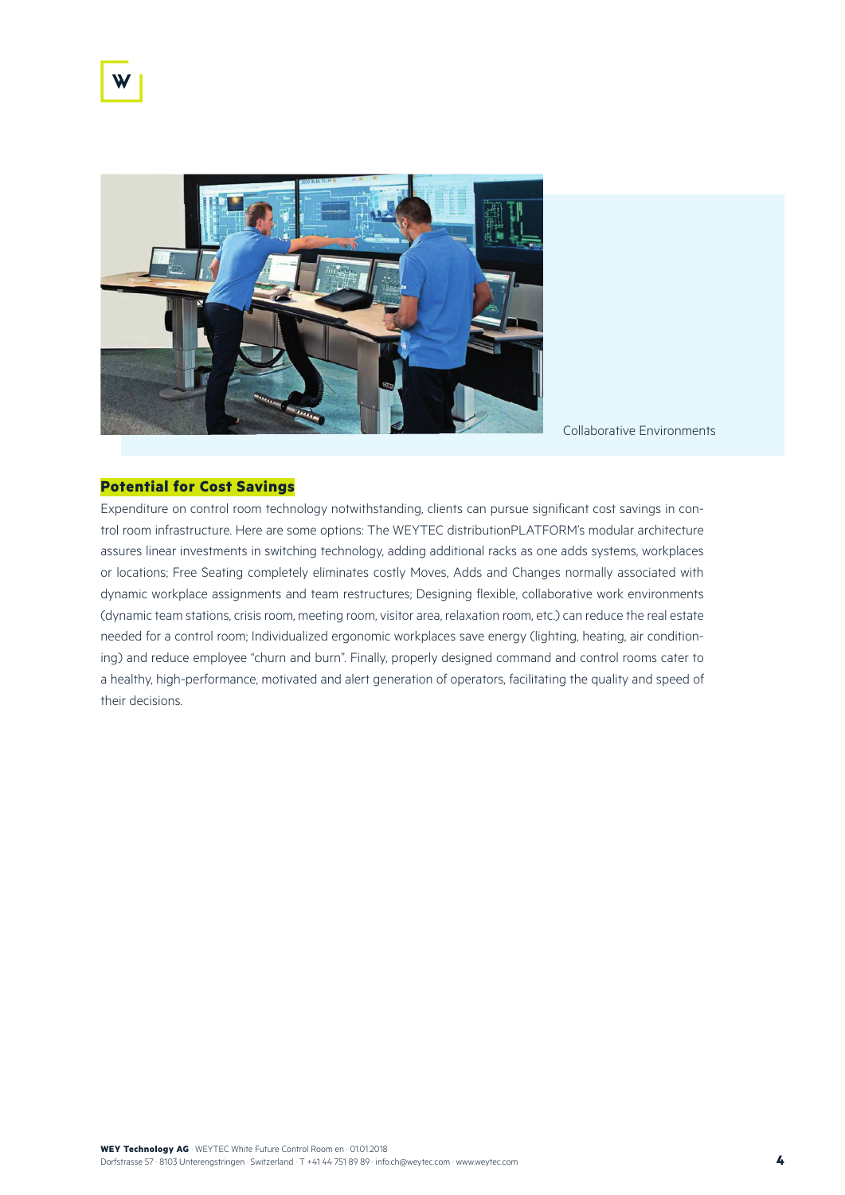Collaborative Environments

## Potential for Cost Savings

Expenditure on control room technology notwithstanding, clients can pursue significant cost savings in control room infrastructure. Here are some options: The WEYTEC distributionPLATFORM's modular architecture assures linear investments in switching technology, adding additional racks as one adds systems, workplaces or locations; Free Seating completely eliminates costly Moves, Adds and Changes normally associated with dynamic workplace assignments and team restructures; Designing flexible, collaborative work environments (dynamic team stations, crisis room, meeting room, visitor area, relaxation room, etc.) can reduce the real estate needed for a control room; Individualized ergonomic workplaces save energy (lighting, heating, air conditioning) and reduce employee "churn and burn". Finally, properly designed command and control rooms cater to a healthy, high-performance, motivated and alert generation of operators, facilitating the quality and speed of their decisions.